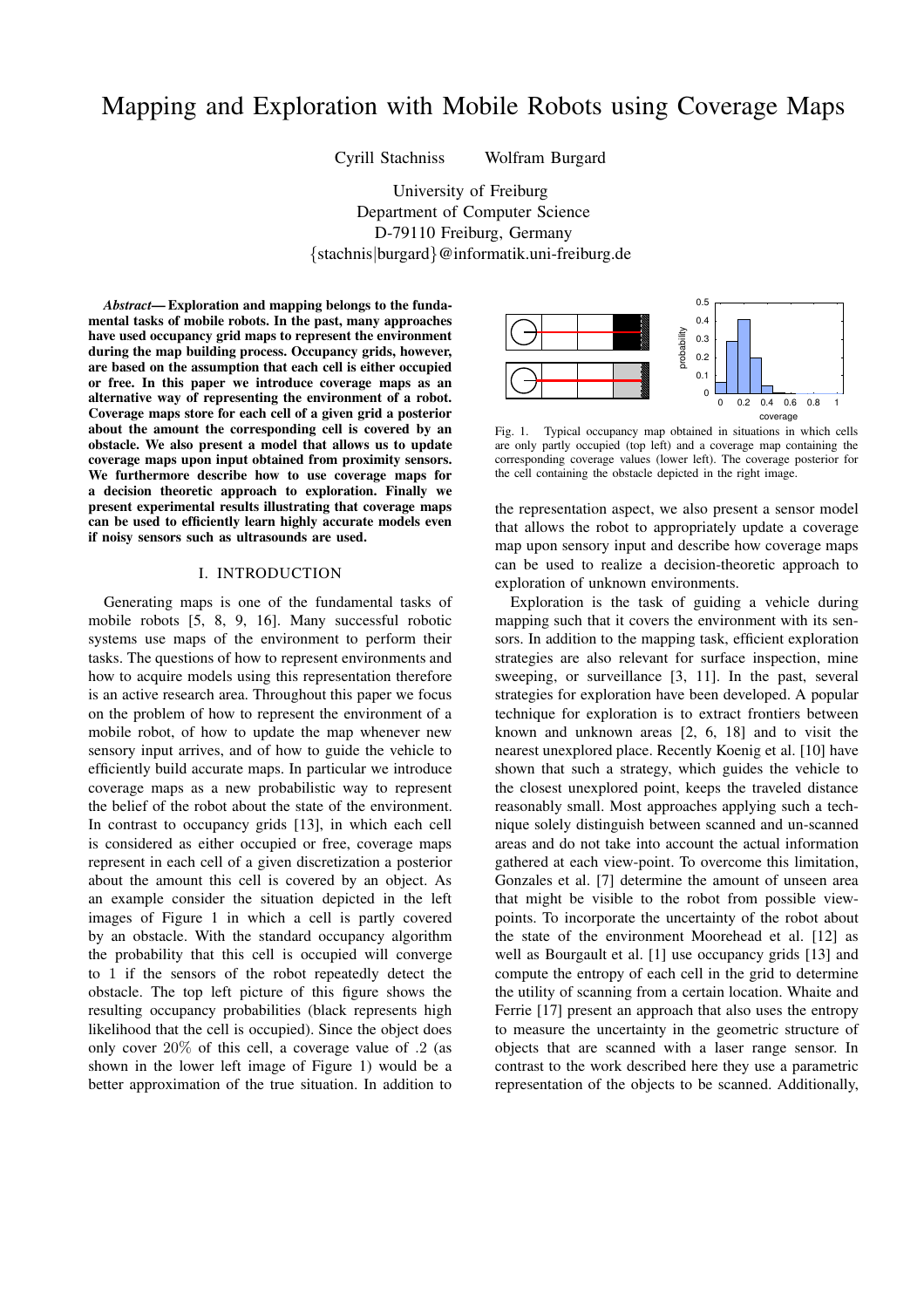# Mapping and Exploration with Mobile Robots using Coverage Maps

Cyrill Stachniss Wolfram Burgard

University of Freiburg
Department of Computer Science
D-79110 Freiburg, Germany
{stachnis|burgard}@informatik.uni-freiburg.de

***Abstract*— Exploration and mapping belongs to the fundamental tasks of mobile robots. In the past, many approaches have used occupancy grid maps to represent the environment during the map building process. Occupancy grids, however, are based on the assumption that each cell is either occupied or free. In this paper we introduce coverage maps as an alternative way of representing the environment of a robot. Coverage maps store for each cell of a given grid a posterior about the amount the corresponding cell is covered by an obstacle. We also present a model that allows us to update coverage maps upon input obtained from proximity sensors. We furthermore describe how to use coverage maps for a decision theoretic approach to exploration. Finally we present experimental results illustrating that coverage maps can be used to efficiently learn highly accurate models even if noisy sensors such as ultrasounds are used.**

## I. INTRODUCTION

Generating maps is one of the fundamental tasks of mobile robots [5, 8, 9, 16]. Many successful robotic systems use maps of the environment to perform their tasks. The questions of how to represent environments and how to acquire models using this representation therefore is an active research area. Throughout this paper we focus on the problem of how to represent the environment of a mobile robot, of how to update the map whenever new sensory input arrives, and of how to guide the vehicle to efficiently build accurate maps. In particular we introduce coverage maps as a new probabilistic way to represent the belief of the robot about the state of the environment. In contrast to occupancy grids [13], in which each cell is considered as either occupied or free, coverage maps represent in each cell of a given discretization a posterior about the amount this cell is covered by an object. As an example consider the situation depicted in the left images of Figure 1 in which a cell is partly covered by an obstacle. With the standard occupancy algorithm the probability that this cell is occupied will converge to 1 if the sensors of the robot repeatedly detect the obstacle. The top left picture of this figure shows the resulting occupancy probabilities (black represents high likelihood that the cell is occupied). Since the object does only cover $20\%$ of this cell, a coverage value of .2 (as shown in the lower left image of Figure 1) would be a better approximation of the true situation. In addition to

probability
0.5
0.4
0.3
0.2
0.1
0
0 0.2 0.4 0.6 0.8 1
coverage

Fig. 1. Typical occupancy map obtained in situations in which cells are only partly occupied (top left) and a coverage map containing the corresponding coverage values (lower left). The coverage posterior for the cell containing the obstacle depicted in the right image.

the representation aspect, we also present a sensor model that allows the robot to appropriately update a coverage map upon sensory input and describe how coverage maps can be used to realize a decision-theoretic approach to exploration of unknown environments.

Exploration is the task of guiding a vehicle during mapping such that it covers the environment with its sensors. In addition to the mapping task, efficient exploration strategies are also relevant for surface inspection, mine sweeping, or surveillance [3, 11]. In the past, several strategies for exploration have been developed. A popular technique for exploration is to extract frontiers between known and unknown areas [2, 6, 18] and to visit the nearest unexplored place. Recently Koenig et al. [10] have shown that such a strategy, which guides the vehicle to the closest unexplored point, keeps the traveled distance reasonably small. Most approaches applying such a technique solely distinguish between scanned and un-scanned areas and do not take into account the actual information gathered at each view-point. To overcome this limitation, Gonzales et al. [7] determine the amount of unseen area that might be visible to the robot from possible view-points. To incorporate the uncertainty of the robot about the state of the environment Moorehead et al. [12] as well as Bourgault et al. [1] use occupancy grids [13] and compute the entropy of each cell in the grid to determine the utility of scanning from a certain location. Whaite and Ferrie [17] present an approach that also uses the entropy to measure the uncertainty in the geometric structure of objects that are scanned with a laser range sensor. In contrast to the work described here they use a parametric representation of the objects to be scanned. Additionally,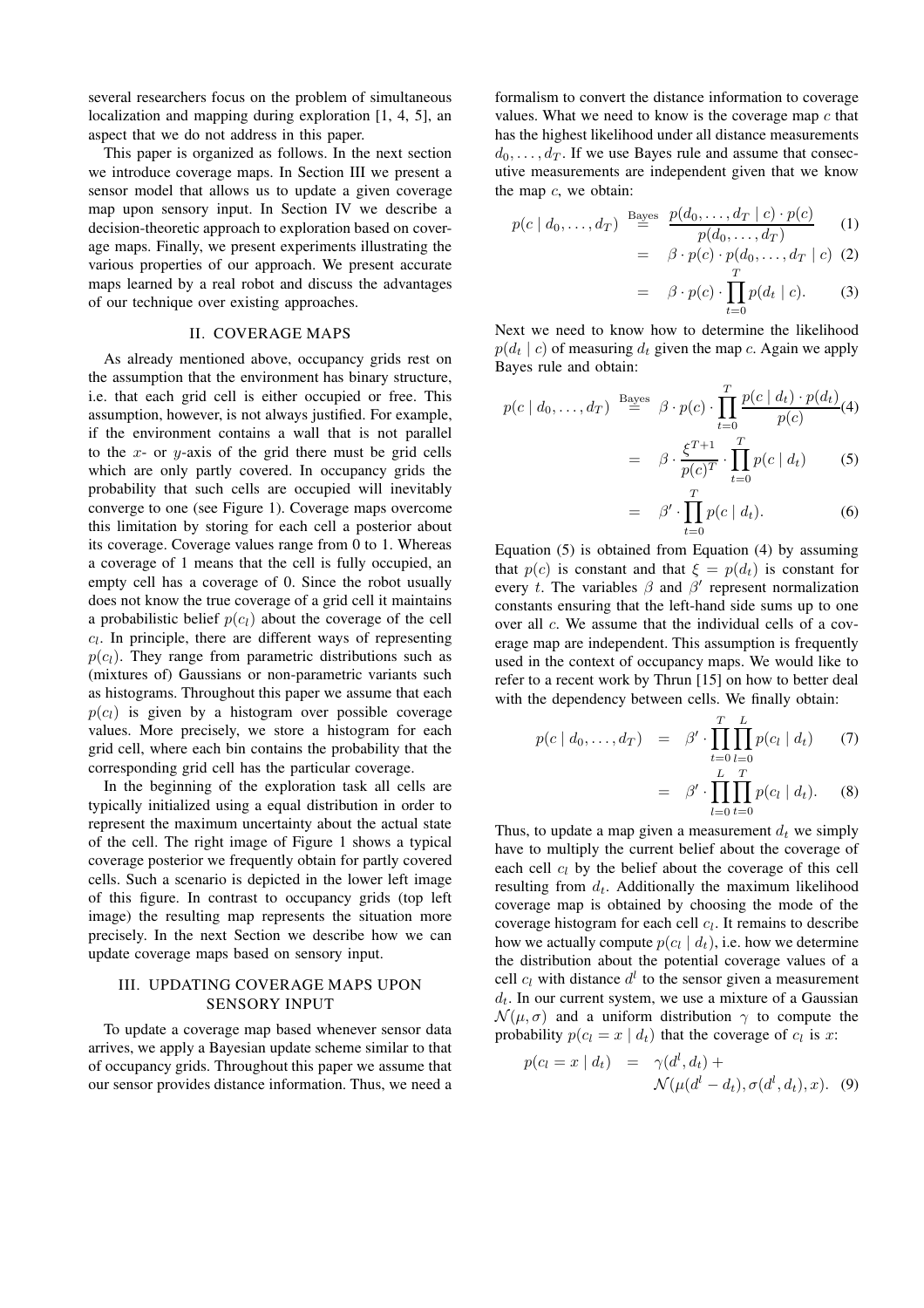several researchers focus on the problem of simultaneous localization and mapping during exploration [1, 4, 5], an aspect that we do not address in this paper.

This paper is organized as follows. In the next section we introduce coverage maps. In Section III we present a sensor model that allows us to update a given coverage map upon sensory input. In Section IV we describe a decision-theoretic approach to exploration based on coverage maps. Finally, we present experiments illustrating the various properties of our approach. We present accurate maps learned by a real robot and discuss the advantages of our technique over existing approaches.

## II. COVERAGE MAPS

As already mentioned above, occupancy grids rest on the assumption that the environment has binary structure, i.e. that each grid cell is either occupied or free. This assumption, however, is not always justified. For example, if the environment contains a wall that is not parallel to the $x$- or $y$-axis of the grid there must be grid cells which are only partly covered. In occupancy grids the probability that such cells are occupied will inevitably converge to one (see Figure 1). Coverage maps overcome this limitation by storing for each cell a posterior about its coverage. Coverage values range from 0 to 1. Whereas a coverage of 1 means that the cell is fully occupied, an empty cell has a coverage of 0. Since the robot usually does not know the true coverage of a grid cell it maintains a probabilistic belief $p(c_l)$ about the coverage of the cell $c_l$. In principle, there are different ways of representing $p(c_l)$. They range from parametric distributions such as (mixtures of) Gaussians or non-parametric variants such as histograms. Throughout this paper we assume that each $p(c_l)$ is given by a histogram over possible coverage values. More precisely, we store a histogram for each grid cell, where each bin contains the probability that the corresponding grid cell has the particular coverage.

In the beginning of the exploration task all cells are typically initialized using a equal distribution in order to represent the maximum uncertainty about the actual state of the cell. The right image of Figure 1 shows a typical coverage posterior we frequently obtain for partly covered cells. Such a scenario is depicted in the lower left image of this figure. In contrast to occupancy grids (top left image) the resulting map represents the situation more precisely. In the next Section we describe how we can update coverage maps based on sensory input.

## III. UPDATING COVERAGE MAPS UPON SENSORY INPUT

To update a coverage map based whenever sensor data arrives, we apply a Bayesian update scheme similar to that of occupancy grids. Throughout this paper we assume that our sensor provides distance information. Thus, we need a formalism to convert the distance information to coverage values. What we need to know is the coverage map $c$ that has the highest likelihood under all distance measurements $d_0, \ldots, d_T$. If we use Bayes rule and assume that consecutive measurements are independent given that we know the map $c$, we obtain:

$$p(c \mid d_0, \ldots, d_T) \stackrel{\text{Bayes}}{=} \frac{p(d_0, \ldots, d_T \mid c) \cdot p(c)}{p(d_0, \ldots, d_T)} \quad (1)$$

$$= \beta \cdot p(c) \cdot p(d_0, \ldots, d_T \mid c) \quad (2)$$

$$= \beta \cdot p(c) \cdot \prod_{t=0}^{T} p(d_t \mid c). \quad (3)$$

Next we need to know how to determine the likelihood $p(d_t \mid c)$ of measuring $d_t$ given the map $c$. Again we apply Bayes rule and obtain:

$$p(c \mid d_0, \ldots, d_T) \stackrel{\text{Bayes}}{=} \beta \cdot p(c) \cdot \prod_{t=0}^{T} \frac{p(c \mid d_t) \cdot p(d_t)}{p(c)} \quad (4)$$

$$= \beta \cdot \frac{\xi^{T+1}}{p(c)^T} \cdot \prod_{t=0}^{T} p(c \mid d_t) \quad (5)$$

$$= \beta' \cdot \prod_{t=0}^{T} p(c \mid d_t). \quad (6)$$

Equation (5) is obtained from Equation (4) by assuming that $p(c)$ is constant and that $\xi = p(d_t)$ is constant for every $t$. The variables $\beta$ and $\beta'$ represent normalization constants ensuring that the left-hand side sums up to one over all $c$. We assume that the individual cells of a coverage map are independent. This assumption is frequently used in the context of occupancy maps. We would like to refer to a recent work by Thrun [15] on how to better deal with the dependency between cells. We finally obtain:

$$p(c \mid d_0, \ldots, d_T) = \beta' \cdot \prod_{t=0}^{T} \prod_{l=0}^{L} p(c_l \mid d_t) \quad (7)$$

$$= \beta' \cdot \prod_{l=0}^{L} \prod_{t=0}^{T} p(c_l \mid d_t). \quad (8)$$

Thus, to update a map given a measurement $d_t$ we simply have to multiply the current belief about the coverage of each cell $c_l$ by the belief about the coverage of this cell resulting from $d_t$. Additionally the maximum likelihood coverage map is obtained by choosing the mode of the coverage histogram for each cell $c_l$. It remains to describe how we actually compute $p(c_l \mid d_t)$, i.e. how we determine the distribution about the potential coverage values of a cell $c_l$ with distance $d^l$ to the sensor given a measurement $d_t$. In our current system, we use a mixture of a Gaussian $\mathcal{N}(\mu, \sigma)$ and a uniform distribution $\gamma$ to compute the probability $p(c_l = x \mid d_t)$ that the coverage of $c_l$ is $x$:

$$p(c_l = x \mid d_t) = \gamma(d^l, d_t) + \mathcal{N}(\mu(d^l - d_t), \sigma(d^l, d_t), x). \quad (9)$$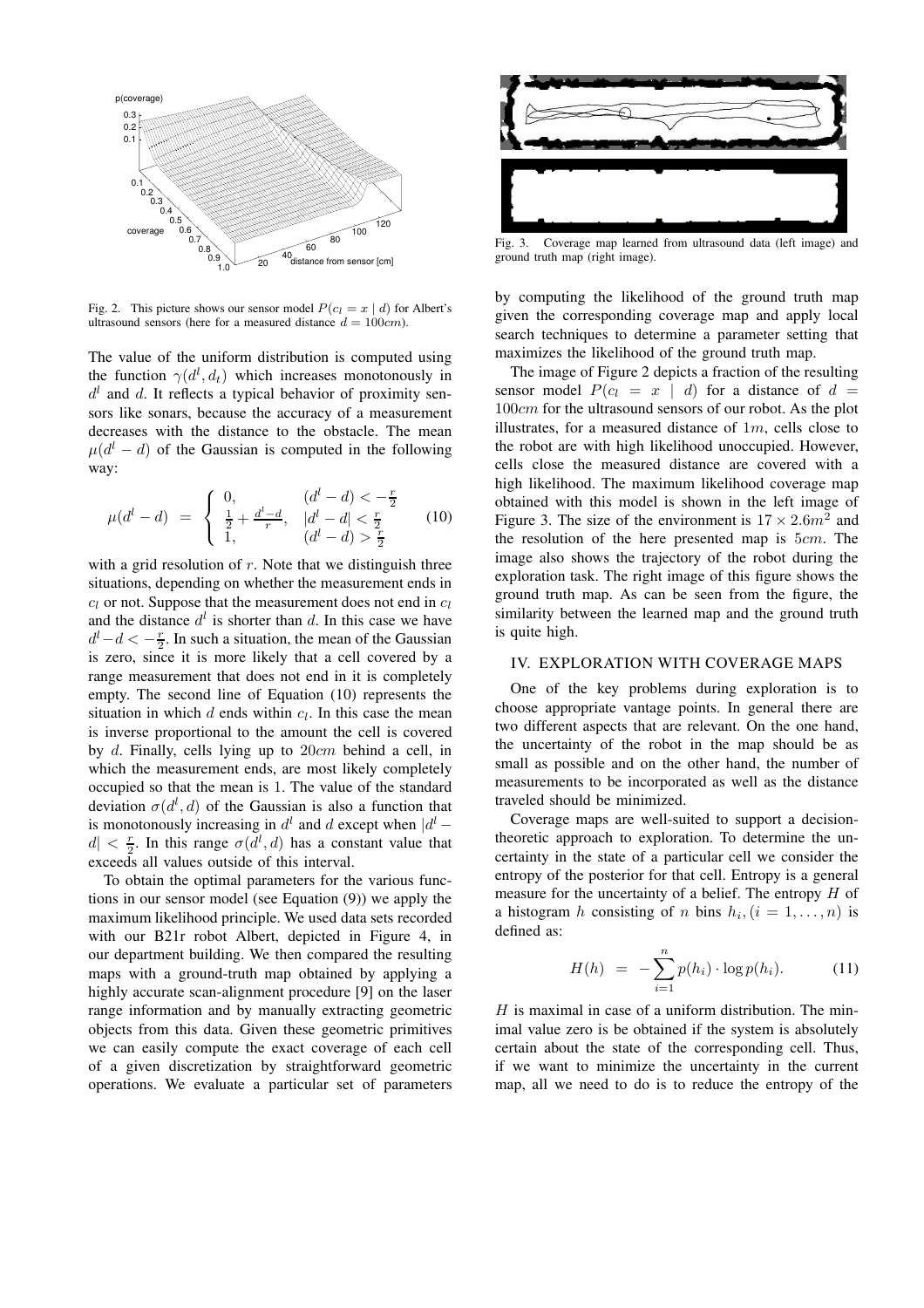Fig. 2. This picture shows our sensor model $P(c_l = x \mid d)$ for Albert's ultrasound sensors (here for a measured distance $d = 100cm$).

The value of the uniform distribution is computed using the function $\gamma(d^l, d_t)$ which increases monotonously in $d^l$ and $d$. It reflects a typical behavior of proximity sensors like sonars, because the accuracy of a measurement decreases with the distance to the obstacle. The mean $\mu(d^l - d)$ of the Gaussian is computed in the following way:

$$\mu(d^l - d) = \begin{cases} 0, & (d^l - d) < -\frac{r}{2} \\ \frac{1}{2} + \frac{d^l - d}{r}, & |d^l - d| < \frac{r}{2} \\ 1, & (d^l - d) > \frac{r}{2} \end{cases} \quad (10)$$

with a grid resolution of $r$. Note that we distinguish three situations, depending on whether the measurement ends in $c_l$ or not. Suppose that the measurement does not end in $c_l$ and the distance $d^l$ is shorter than $d$. In this case we have $d^l - d < -\frac{r}{2}$. In such a situation, the mean of the Gaussian is zero, since it is more likely that a cell covered by a range measurement that does not end in it is completely empty. The second line of Equation (10) represents the situation in which $d$ ends within $c_l$. In this case the mean is inverse proportional to the amount the cell is covered by $d$. Finally, cells lying up to $20cm$ behind a cell, in which the measurement ends, are most likely completely occupied so that the mean is 1. The value of the standard deviation $\sigma(d^l, d)$ of the Gaussian is also a function that is monotonously increasing in $d^l$ and $d$ except when $|d^l - d| < \frac{r}{2}$. In this range $\sigma(d^l, d)$ has a constant value that exceeds all values outside of this interval.

To obtain the optimal parameters for the various functions in our sensor model (see Equation (9)) we apply the maximum likelihood principle. We used data sets recorded with our B21r robot Albert, depicted in Figure 4, in our department building. We then compared the resulting maps with a ground-truth map obtained by applying a highly accurate scan-alignment procedure [9] on the laser range information and by manually extracting geometric objects from this data. Given these geometric primitives we can easily compute the exact coverage of each cell of a given discretization by straightforward geometric operations. We evaluate a particular set of parameters by computing the likelihood of the ground truth map given the corresponding coverage map and apply local search techniques to determine a parameter setting that maximizes the likelihood of the ground truth map.

Fig. 3. Coverage map learned from ultrasound data (left image) and ground truth map (right image).

The image of Figure 2 depicts a fraction of the resulting sensor model $P(c_l = x \mid d)$ for a distance of $d = 100cm$ for the ultrasound sensors of our robot. As the plot illustrates, for a measured distance of $1m$, cells close to the robot are with high likelihood unoccupied. However, cells close the measured distance are covered with a high likelihood. The maximum likelihood coverage map obtained with this model is shown in the left image of Figure 3. The size of the environment is $17 \times 2.6m^2$ and the resolution of the here presented map is $5cm$. The image also shows the trajectory of the robot during the exploration task. The right image of this figure shows the ground truth map. As can be seen from the figure, the similarity between the learned map and the ground truth is quite high.

## IV. EXPLORATION WITH COVERAGE MAPS

One of the key problems during exploration is to choose appropriate vantage points. In general there are two different aspects that are relevant. On the one hand, the uncertainty of the robot in the map should be as small as possible and on the other hand, the number of measurements to be incorporated as well as the distance traveled should be minimized.

Coverage maps are well-suited to support a decision-theoretic approach to exploration. To determine the uncertainty in the state of a particular cell we consider the entropy of the posterior for that cell. Entropy is a general measure for the uncertainty of a belief. The entropy $H$ of a histogram $h$ consisting of $n$ bins $h_i, (i = 1, \ldots, n)$ is defined as:

$$H(h) = -\sum_{i=1}^{n} p(h_i) \cdot \log p(h_i). \quad (11)$$

$H$ is maximal in case of a uniform distribution. The minimal value zero is be obtained if the system is absolutely certain about the state of the corresponding cell. Thus, if we want to minimize the uncertainty in the current map, all we need to do is to reduce the entropy of the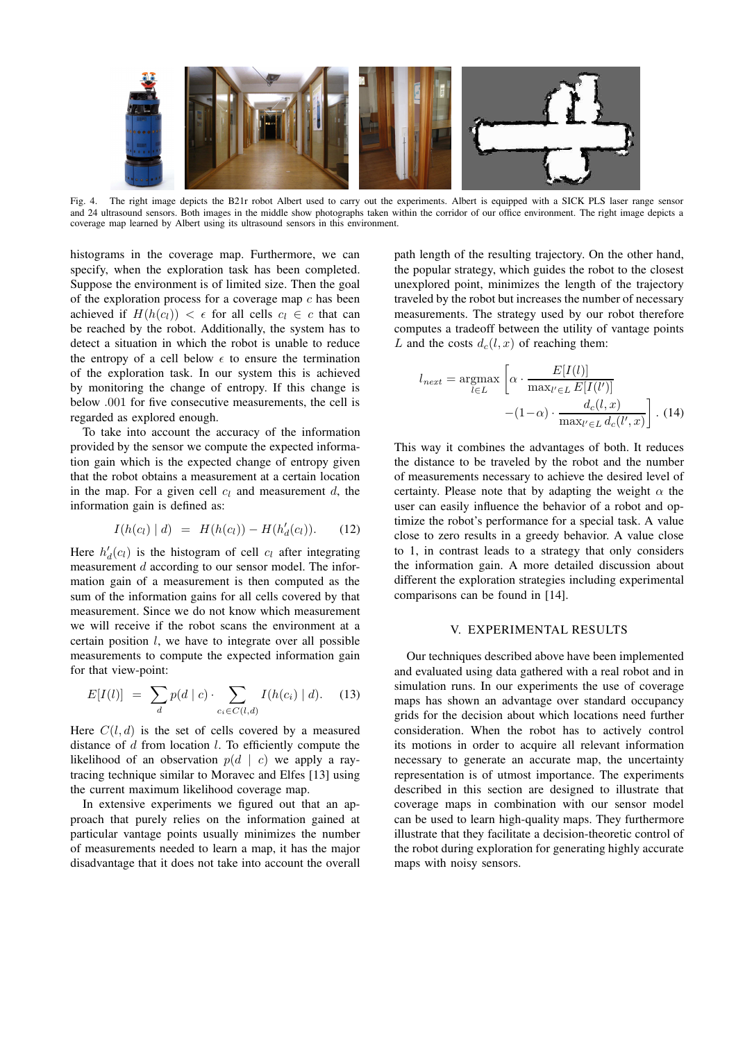Fig. 4. The right image depicts the B21r robot Albert used to carry out the experiments. Albert is equipped with a SICK PLS laser range sensor and 24 ultrasound sensors. Both images in the middle show photographs taken within the corridor of our office environment. The right image depicts a coverage map learned by Albert using its ultrasound sensors in this environment.

histograms in the coverage map. Furthermore, we can specify, when the exploration task has been completed. Suppose the environment is of limited size. Then the goal of the exploration process for a coverage map $c$ has been achieved if $H(h(c_l)) < \epsilon$ for all cells $c_l \in c$ that can be reached by the robot. Additionally, the system has to detect a situation in which the robot is unable to reduce the entropy of a cell below $\epsilon$ to ensure the termination of the exploration task. In our system this is achieved by monitoring the change of entropy. If this change is below .001 for five consecutive measurements, the cell is regarded as explored enough.

To take into account the accuracy of the information provided by the sensor we compute the expected information gain which is the expected change of entropy given that the robot obtains a measurement at a certain location in the map. For a given cell $c_l$ and measurement $d$, the information gain is defined as:

$$I(h(c_l) \mid d) \;=\; H(h(c_l)) - H(h'_d(c_l)). \tag{12}$$

Here $h'_d(c_l)$ is the histogram of cell $c_l$ after integrating measurement $d$ according to our sensor model. The information gain of a measurement is then computed as the sum of the information gains for all cells covered by that measurement. Since we do not know which measurement we will receive if the robot scans the environment at a certain position $l$, we have to integrate over all possible measurements to compute the expected information gain for that view-point:

$$E[I(l)] \;=\; \sum_{d} p(d \mid c) \cdot \sum_{c_i \in C(l,d)} I(h(c_i) \mid d). \tag{13}$$

Here $C(l, d)$ is the set of cells covered by a measured distance of $d$ from location $l$. To efficiently compute the likelihood of an observation $p(d \mid c)$ we apply a ray-tracing technique similar to Moravec and Elfes [13] using the current maximum likelihood coverage map.

In extensive experiments we figured out that an approach that purely relies on the information gained at particular vantage points usually minimizes the number of measurements needed to learn a map, it has the major disadvantage that it does not take into account the overall path length of the resulting trajectory. On the other hand, the popular strategy, which guides the robot to the closest unexplored point, minimizes the length of the trajectory traveled by the robot but increases the number of necessary measurements. The strategy used by our robot therefore computes a tradeoff between the utility of vantage points $L$ and the costs $d_c(l, x)$ of reaching them:

$$l_{next} = \underset{l \in L}{\operatorname{argmax}} \left[ \alpha \cdot \frac{E[I(l)]}{\max_{l' \in L} E[I(l')]} - (1-\alpha) \cdot \frac{d_c(l,x)}{\max_{l' \in L} d_c(l',x)} \right]. \tag{14}$$

This way it combines the advantages of both. It reduces the distance to be traveled by the robot and the number of measurements necessary to achieve the desired level of certainty. Please note that by adapting the weight $\alpha$ the user can easily influence the behavior of a robot and optimize the robot's performance for a special task. A value close to zero results in a greedy behavior. A value close to 1, in contrast leads to a strategy that only considers the information gain. A more detailed discussion about different the exploration strategies including experimental comparisons can be found in [14].

## V. EXPERIMENTAL RESULTS

Our techniques described above have been implemented and evaluated using data gathered with a real robot and in simulation runs. In our experiments the use of coverage maps has shown an advantage over standard occupancy grids for the decision about which locations need further consideration. When the robot has to actively control its motions in order to acquire all relevant information necessary to generate an accurate map, the uncertainty representation is of utmost importance. The experiments described in this section are designed to illustrate that coverage maps in combination with our sensor model can be used to learn high-quality maps. They furthermore illustrate that they facilitate a decision-theoretic control of the robot during exploration for generating highly accurate maps with noisy sensors.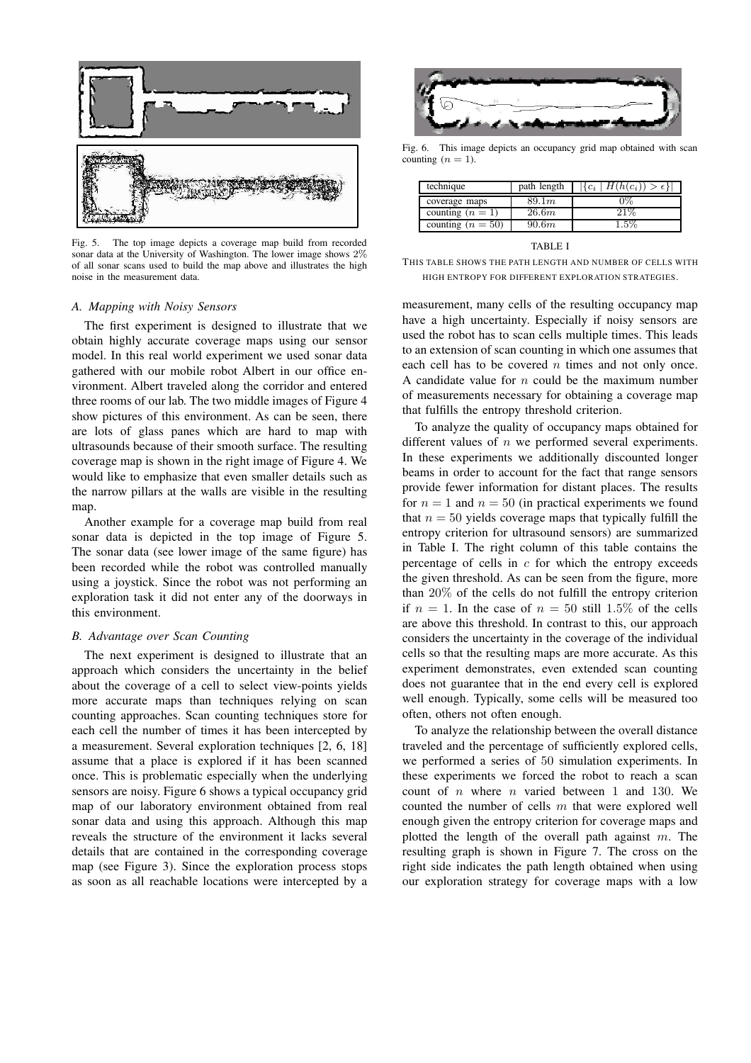Fig. 5. The top image depicts a coverage map build from recorded sonar data at the University of Washington. The lower image shows 2% of all sonar scans used to build the map above and illustrates the high noise in the measurement data.

### A. Mapping with Noisy Sensors

The first experiment is designed to illustrate that we obtain highly accurate coverage maps using our sensor model. In this real world experiment we used sonar data gathered with our mobile robot Albert in our office environment. Albert traveled along the corridor and entered three rooms of our lab. The two middle images of Figure 4 show pictures of this environment. As can be seen, there are lots of glass panes which are hard to map with ultrasounds because of their smooth surface. The resulting coverage map is shown in the right image of Figure 4. We would like to emphasize that even smaller details such as the narrow pillars at the walls are visible in the resulting map.

Another example for a coverage map build from real sonar data is depicted in the top image of Figure 5. The sonar data (see lower image of the same figure) has been recorded while the robot was controlled manually using a joystick. Since the robot was not performing an exploration task it did not enter any of the doorways in this environment.

### B. Advantage over Scan Counting

The next experiment is designed to illustrate that an approach which considers the uncertainty in the belief about the coverage of a cell to select view-points yields more accurate maps than techniques relying on scan counting approaches. Scan counting techniques store for each cell the number of times it has been intercepted by a measurement. Several exploration techniques [2, 6, 18] assume that a place is explored if it has been scanned once. This is problematic especially when the underlying sensors are noisy. Figure 6 shows a typical occupancy grid map of our laboratory environment obtained from real sonar data and using this approach. Although this map reveals the structure of the environment it lacks several details that are contained in the corresponding coverage map (see Figure 3). Since the exploration process stops as soon as all reachable locations were intercepted by a

Fig. 6. This image depicts an occupancy grid map obtained with scan counting ($n = 1$).

| technique | path length | $\|\{c_i \mid H(h(c_i)) > \epsilon\}\|$ |
|---|---|---|
| coverage maps | $89.1m$ | $0\%$ |
| counting ($n = 1$) | $26.6m$ | $21\%$ |
| counting ($n = 50$) | $90.6m$ | $1.5\%$ |

TABLE I

THIS TABLE SHOWS THE PATH LENGTH AND NUMBER OF CELLS WITH HIGH ENTROPY FOR DIFFERENT EXPLORATION STRATEGIES.

measurement, many cells of the resulting occupancy map have a high uncertainty. Especially if noisy sensors are used the robot has to scan cells multiple times. This leads to an extension of scan counting in which one assumes that each cell has to be covered $n$ times and not only once. A candidate value for $n$ could be the maximum number of measurements necessary for obtaining a coverage map that fulfills the entropy threshold criterion.

To analyze the quality of occupancy maps obtained for different values of $n$ we performed several experiments. In these experiments we additionally discounted longer beams in order to account for the fact that range sensors provide fewer information for distant places. The results for $n = 1$ and $n = 50$ (in practical experiments we found that $n = 50$ yields coverage maps that typically fulfill the entropy criterion for ultrasound sensors) are summarized in Table I. The right column of this table contains the percentage of cells in $c$ for which the entropy exceeds the given threshold. As can be seen from the figure, more than 20% of the cells do not fulfill the entropy criterion if $n = 1$. In the case of $n = 50$ still 1.5% of the cells are above this threshold. In contrast to this, our approach considers the uncertainty in the coverage of the individual cells so that the resulting maps are more accurate. As this experiment demonstrates, even extended scan counting does not guarantee that in the end every cell is explored well enough. Typically, some cells will be measured too often, others not often enough.

To analyze the relationship between the overall distance traveled and the percentage of sufficiently explored cells, we performed a series of 50 simulation experiments. In these experiments we forced the robot to reach a scan count of $n$ where $n$ varied between 1 and 130. We counted the number of cells $m$ that were explored well enough given the entropy criterion for coverage maps and plotted the length of the overall path against $m$. The resulting graph is shown in Figure 7. The cross on the right side indicates the path length obtained when using our exploration strategy for coverage maps with a low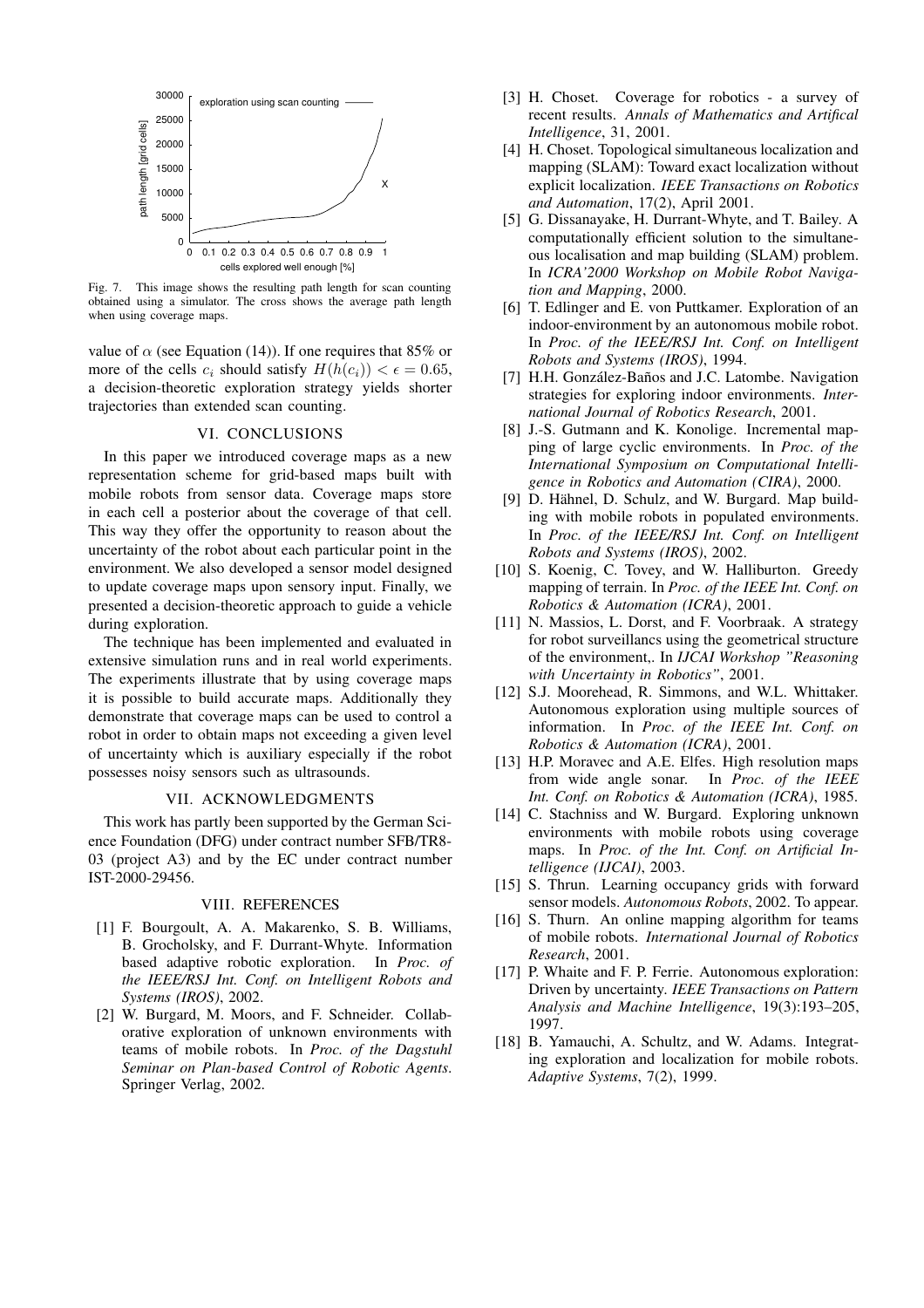30000

exploration using scan counting

25000

20000

15000

10000

5000

0

path length [grid cells]

X

0 0.1 0.2 0.3 0.4 0.5 0.6 0.7 0.8 0.9 1

cells explored well enough [%]

Fig. 7. This image shows the resulting path length for scan counting obtained using a simulator. The cross shows the average path length when using coverage maps.

value of $\alpha$ (see Equation (14)). If one requires that 85% or more of the cells $c_i$ should satisfy $H(h(c_i)) < \epsilon = 0.65$, a decision-theoretic exploration strategy yields shorter trajectories than extended scan counting.

## VI. CONCLUSIONS

In this paper we introduced coverage maps as a new representation scheme for grid-based maps built with mobile robots from sensor data. Coverage maps store in each cell a posterior about the coverage of that cell. This way they offer the opportunity to reason about the uncertainty of the robot about each particular point in the environment. We also developed a sensor model designed to update coverage maps upon sensory input. Finally, we presented a decision-theoretic approach to guide a vehicle during exploration.

The technique has been implemented and evaluated in extensive simulation runs and in real world experiments. The experiments illustrate that by using coverage maps it is possible to build accurate maps. Additionally they demonstrate that coverage maps can be used to control a robot in order to obtain maps not exceeding a given level of uncertainty which is auxiliary especially if the robot possesses noisy sensors such as ultrasounds.

## VII. ACKNOWLEDGMENTS

This work has partly been supported by the German Science Foundation (DFG) under contract number SFB/TR8-03 (project A3) and by the EC under contract number IST-2000-29456.

## VIII. REFERENCES

[1] F. Bourgoult, A. A. Makarenko, S. B. Williams, B. Grocholsky, and F. Durrant-Whyte. Information based adaptive robotic exploration. In *Proc. of the IEEE/RSJ Int. Conf. on Intelligent Robots and Systems (IROS)*, 2002.

[2] W. Burgard, M. Moors, and F. Schneider. Collaborative exploration of unknown environments with teams of mobile robots. In *Proc. of the Dagstuhl Seminar on Plan-based Control of Robotic Agents*. Springer Verlag, 2002.

[3] H. Choset. Coverage for robotics - a survey of recent results. *Annals of Mathematics and Artifical Intelligence*, 31, 2001.

[4] H. Choset. Topological simultaneous localization and mapping (SLAM): Toward exact localization without explicit localization. *IEEE Transactions on Robotics and Automation*, 17(2), April 2001.

[5] G. Dissanayake, H. Durrant-Whyte, and T. Bailey. A computationally efficient solution to the simultaneous localisation and map building (SLAM) problem. In *ICRA'2000 Workshop on Mobile Robot Navigation and Mapping*, 2000.

[6] T. Edlinger and E. von Puttkamer. Exploration of an indoor-environment by an autonomous mobile robot. In *Proc. of the IEEE/RSJ Int. Conf. on Intelligent Robots and Systems (IROS)*, 1994.

[7] H.H. González-Baños and J.C. Latombe. Navigation strategies for exploring indoor environments. *International Journal of Robotics Research*, 2001.

[8] J.-S. Gutmann and K. Konolige. Incremental mapping of large cyclic environments. In *Proc. of the International Symposium on Computational Intelligence in Robotics and Automation (CIRA)*, 2000.

[9] D. Hähnel, D. Schulz, and W. Burgard. Map building with mobile robots in populated environments. In *Proc. of the IEEE/RSJ Int. Conf. on Intelligent Robots and Systems (IROS)*, 2002.

[10] S. Koenig, C. Tovey, and W. Halliburton. Greedy mapping of terrain. In *Proc. of the IEEE Int. Conf. on Robotics & Automation (ICRA)*, 2001.

[11] N. Massios, L. Dorst, and F. Voorbraak. A strategy for robot surveillancs using the geometrical structure of the environment,. In *IJCAI Workshop "Reasoning with Uncertainty in Robotics"*, 2001.

[12] S.J. Moorehead, R. Simmons, and W.L. Whittaker. Autonomous exploration using multiple sources of information. In *Proc. of the IEEE Int. Conf. on Robotics & Automation (ICRA)*, 2001.

[13] H.P. Moravec and A.E. Elfes. High resolution maps from wide angle sonar. In *Proc. of the IEEE Int. Conf. on Robotics & Automation (ICRA)*, 1985.

[14] C. Stachniss and W. Burgard. Exploring unknown environments with mobile robots using coverage maps. In *Proc. of the Int. Conf. on Artificial Intelligence (IJCAI)*, 2003.

[15] S. Thrun. Learning occupancy grids with forward sensor models. *Autonomous Robots*, 2002. To appear.

[16] S. Thurn. An online mapping algorithm for teams of mobile robots. *International Journal of Robotics Research*, 2001.

[17] P. Whaite and F. P. Ferrie. Autonomous exploration: Driven by uncertainty. *IEEE Transactions on Pattern Analysis and Machine Intelligence*, 19(3):193–205, 1997.

[18] B. Yamauchi, A. Schultz, and W. Adams. Integrating exploration and localization for mobile robots. *Adaptive Systems*, 7(2), 1999.